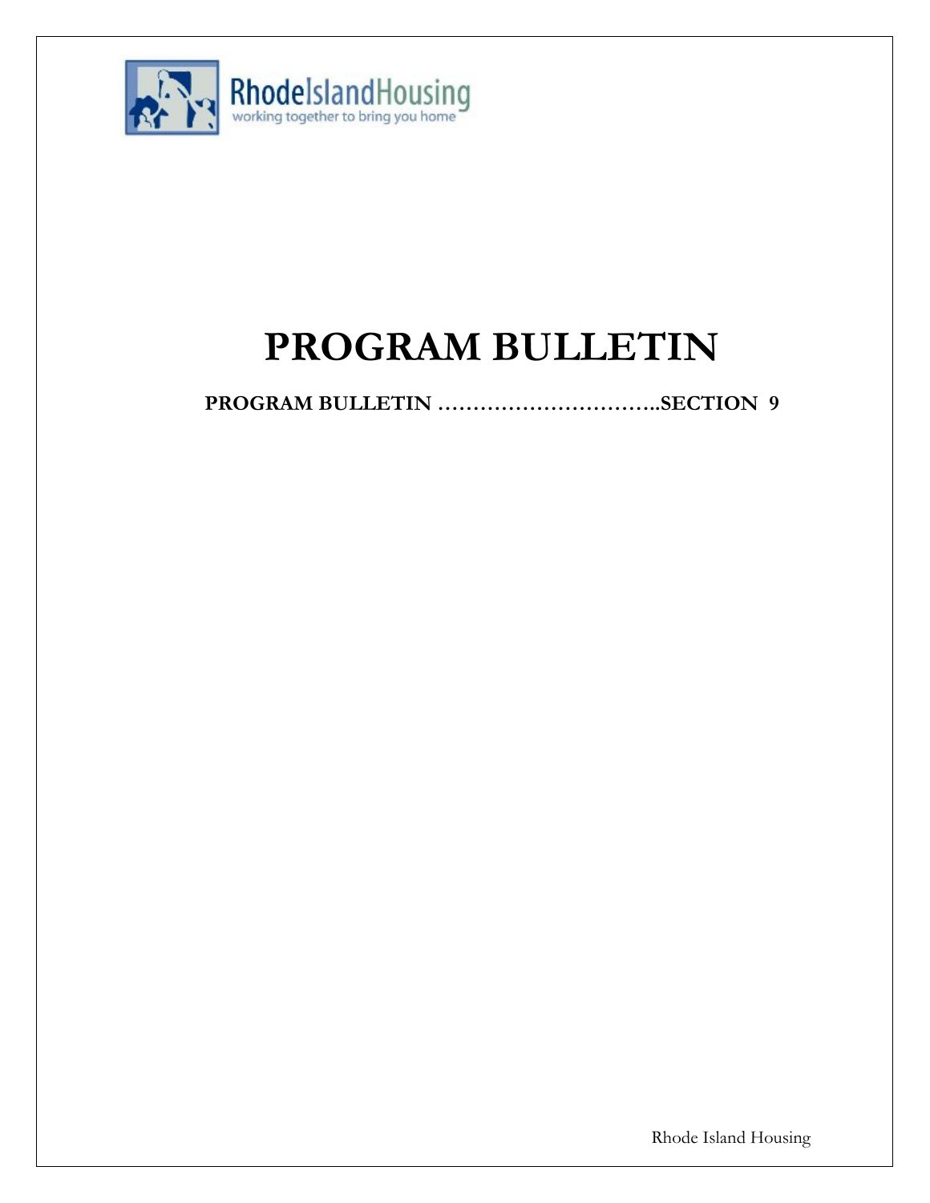RhodeIslandHousing
working together to bring you home

# PROGRAM BULLETIN

**PROGRAM BULLETIN …………………………..SECTION 9**

Rhode Island Housing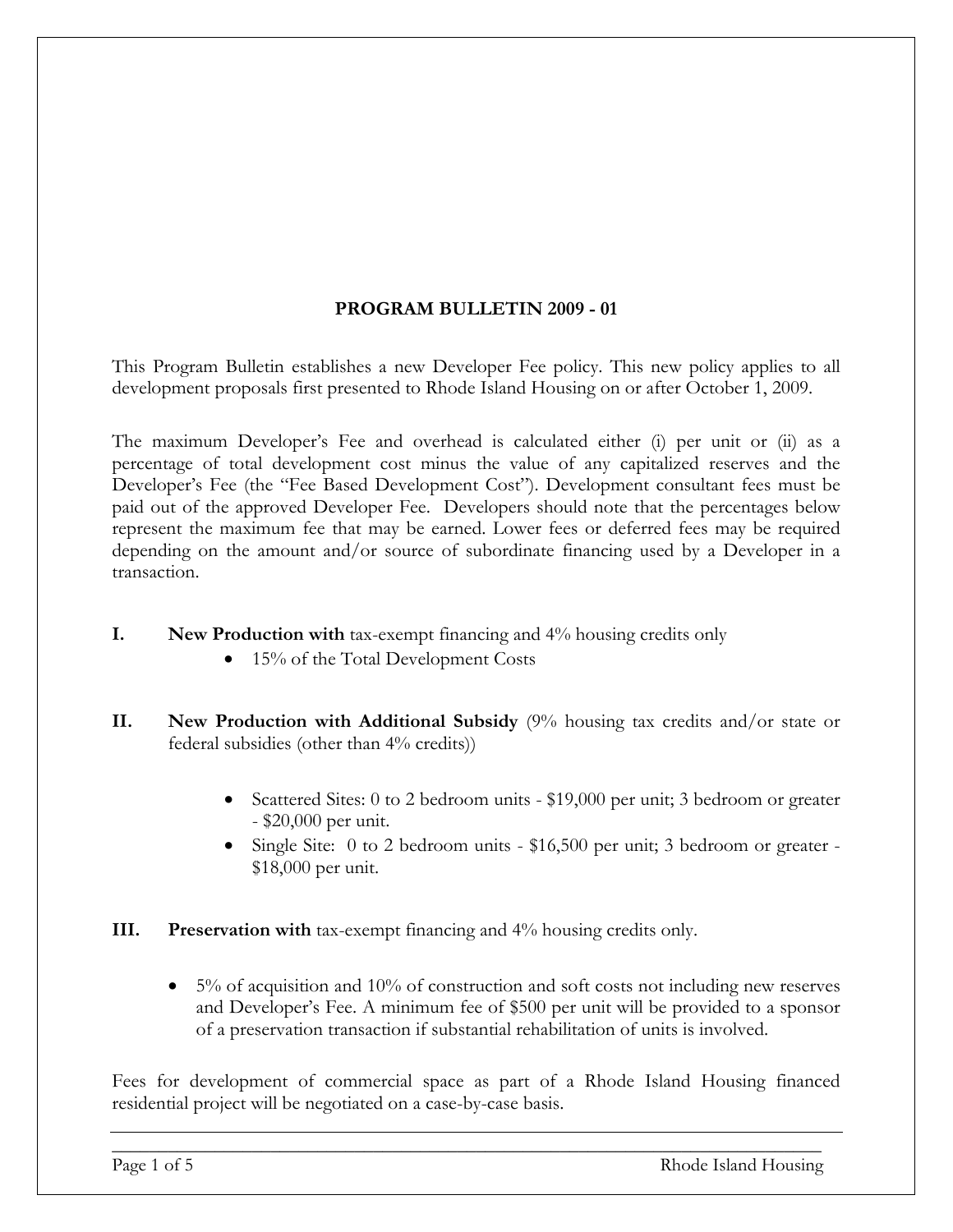# PROGRAM BULLETIN 2009 - 01

This Program Bulletin establishes a new Developer Fee policy. This new policy applies to all development proposals first presented to Rhode Island Housing on or after October 1, 2009.

The maximum Developer's Fee and overhead is calculated either (i) per unit or (ii) as a percentage of total development cost minus the value of any capitalized reserves and the Developer's Fee (the "Fee Based Development Cost"). Development consultant fees must be paid out of the approved Developer Fee. Developers should note that the percentages below represent the maximum fee that may be earned. Lower fees or deferred fees may be required depending on the amount and/or source of subordinate financing used by a Developer in a transaction.

**I. New Production with** tax-exempt financing and 4% housing credits only

- 15% of the Total Development Costs

**II. New Production with Additional Subsidy** (9% housing tax credits and/or state or federal subsidies (other than 4% credits))

- Scattered Sites: 0 to 2 bedroom units - $19,000 per unit; 3 bedroom or greater - $20,000 per unit.
- Single Site: 0 to 2 bedroom units - $16,500 per unit; 3 bedroom or greater - $18,000 per unit.

**III. Preservation with** tax-exempt financing and 4% housing credits only.

- 5% of acquisition and 10% of construction and soft costs not including new reserves and Developer's Fee. A minimum fee of $500 per unit will be provided to a sponsor of a preservation transaction if substantial rehabilitation of units is involved.

Fees for development of commercial space as part of a Rhode Island Housing financed residential project will be negotiated on a case-by-case basis.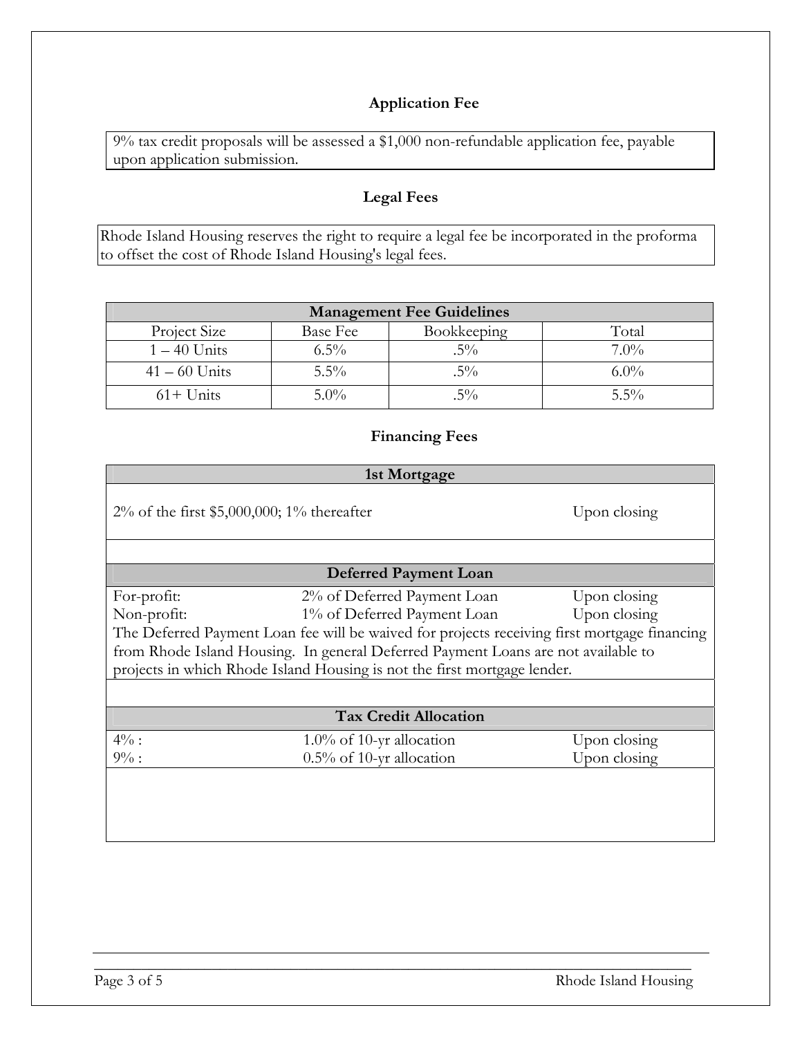## Application Fee

9% tax credit proposals will be assessed a $1,000 non-refundable application fee, payable upon application submission.

## Legal Fees

Rhode Island Housing reserves the right to require a legal fee be incorporated in the proforma to offset the cost of Rhode Island Housing's legal fees.

| Management Fee Guidelines | | | |
|---|---|---|---|
| Project Size | Base Fee | Bookkeeping | Total |
| 1 – 40 Units | 6.5% | .5% | 7.0% |
| 41 – 60 Units | 5.5% | .5% | 6.0% |
| 61+ Units | 5.0% | .5% | 5.5% |

## Financing Fees

| 1st Mortgage | | |
|---|---|---|
| 2% of the first $5,000,000; 1% thereafter | | Upon closing |
| **Deferred Payment Loan** | | |
| For-profit: | 2% of Deferred Payment Loan | Upon closing |
| Non-profit: | 1% of Deferred Payment Loan | Upon closing |
| The Deferred Payment Loan fee will be waived for projects receiving first mortgage financing from Rhode Island Housing. In general Deferred Payment Loans are not available to projects in which Rhode Island Housing is not the first mortgage lender. | | |
| **Tax Credit Allocation** | | |
| 4% : | 1.0% of 10-yr allocation | Upon closing |
| 9% : | 0.5% of 10-yr allocation | Upon closing |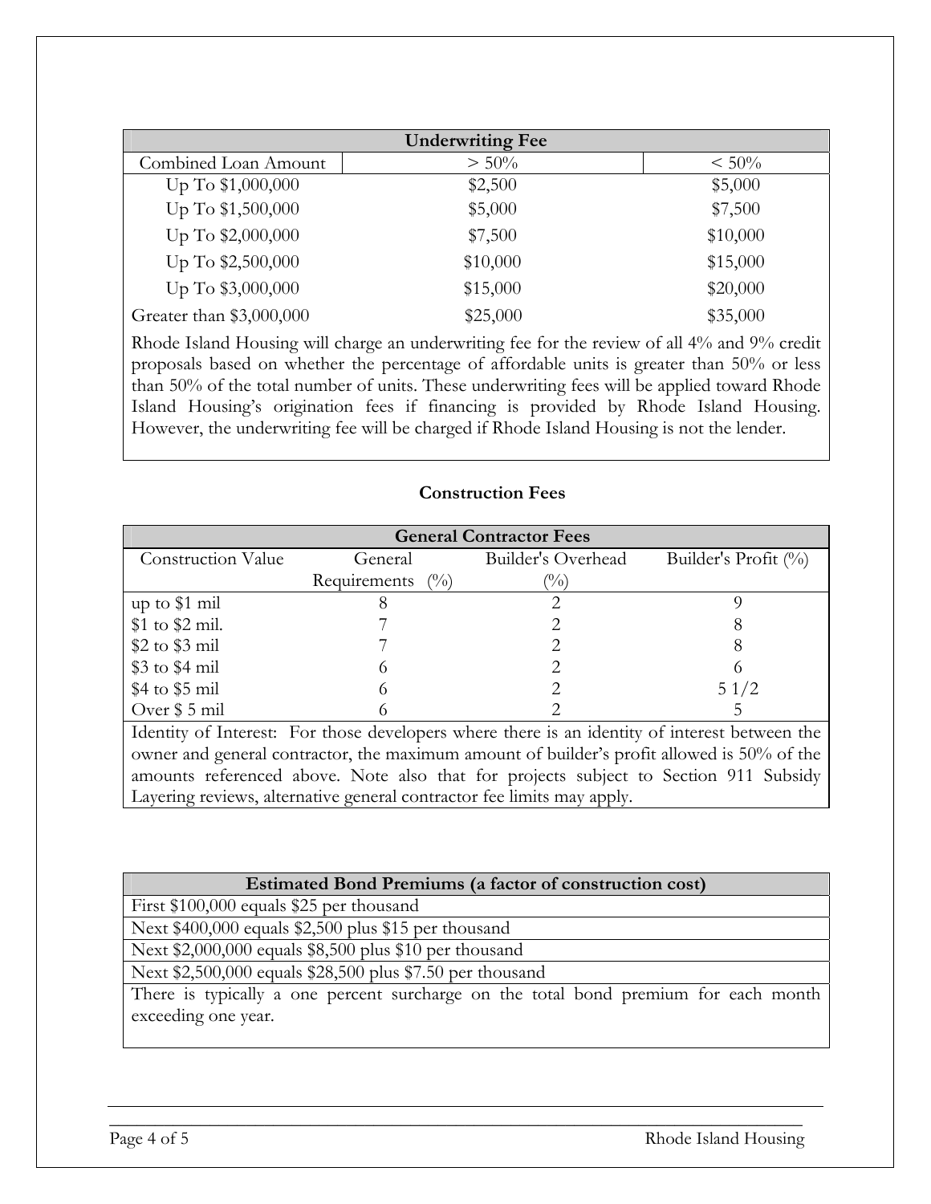| Underwriting Fee | | |
|---|---|---|
| Combined Loan Amount | > 50% | < 50% |
| Up To $1,000,000 | $2,500 | $5,000 |
| Up To $1,500,000 | $5,000 | $7,500 |
| Up To $2,000,000 | $7,500 | $10,000 |
| Up To $2,500,000 | $10,000 | $15,000 |
| Up To $3,000,000 | $15,000 | $20,000 |
| Greater than $3,000,000 | $25,000 | $35,000 |

Rhode Island Housing will charge an underwriting fee for the review of all 4% and 9% credit proposals based on whether the percentage of affordable units is greater than 50% or less than 50% of the total number of units. These underwriting fees will be applied toward Rhode Island Housing's origination fees if financing is provided by Rhode Island Housing. However, the underwriting fee will be charged if Rhode Island Housing is not the lender.

## Construction Fees

| General Contractor Fees | | | |
|---|---|---|---|
| Construction Value | General Requirements (%) | Builder's Overhead (%) | Builder's Profit (%) |
| up to $1 mil | 8 | 2 | 9 |
| $1 to $2 mil. | 7 | 2 | 8 |
| $2 to $3 mil | 7 | 2 | 8 |
| $3 to $4 mil | 6 | 2 | 6 |
| $4 to $5 mil | 6 | 2 | 5 1/2 |
| Over $ 5 mil | 6 | 2 | 5 |

Identity of Interest: For those developers where there is an identity of interest between the owner and general contractor, the maximum amount of builder's profit allowed is 50% of the amounts referenced above. Note also that for projects subject to Section 911 Subsidy Layering reviews, alternative general contractor fee limits may apply.

| Estimated Bond Premiums (a factor of construction cost) |
|---|
| First $100,000 equals $25 per thousand |
| Next $400,000 equals $2,500 plus $15 per thousand |
| Next $2,000,000 equals $8,500 plus $10 per thousand |
| Next $2,500,000 equals $28,500 plus $7.50 per thousand |
| There is typically a one percent surcharge on the total bond premium for each month exceeding one year. |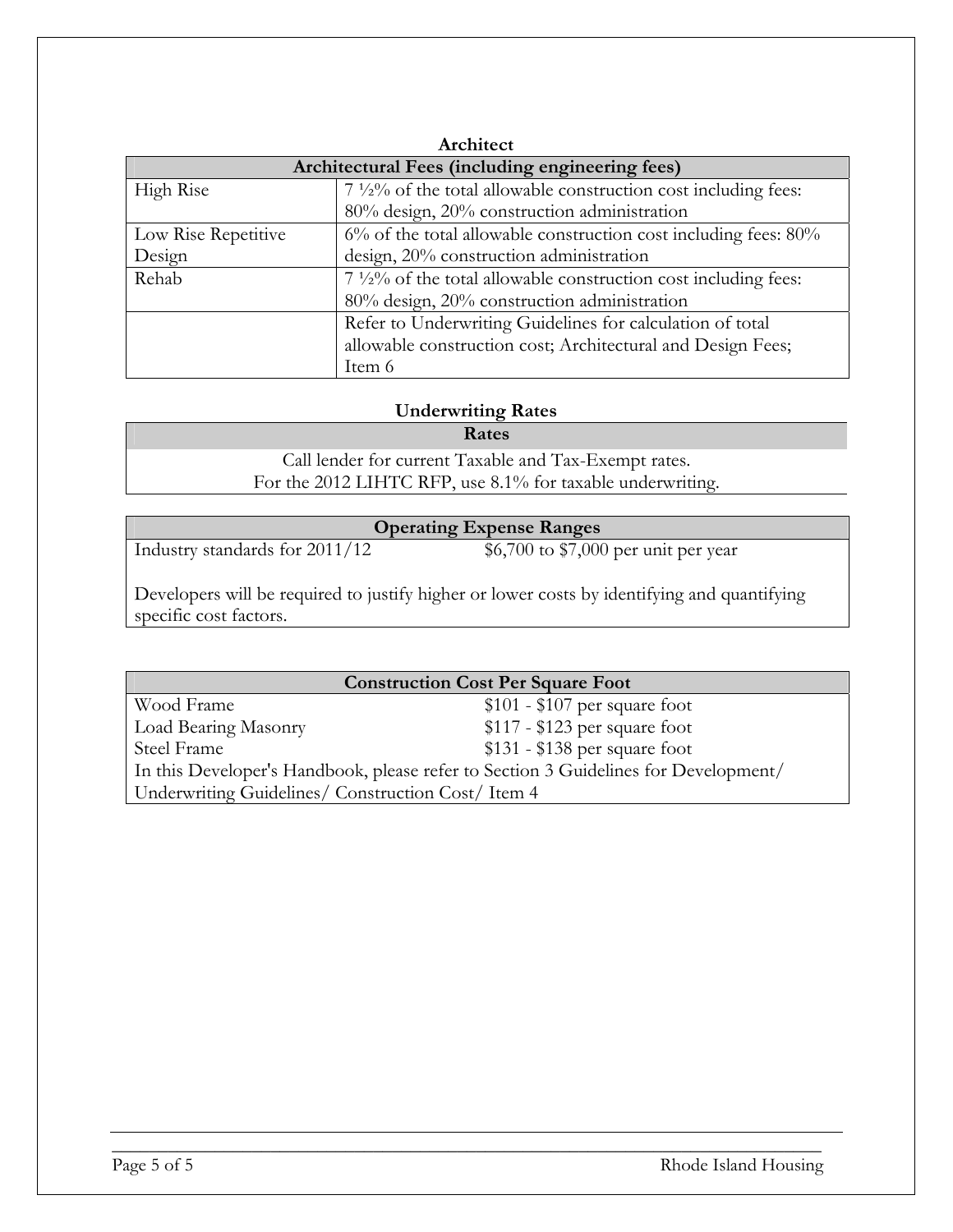### Architect

| Architectural Fees (including engineering fees) | |
|---|---|
| High Rise | 7 ½% of the total allowable construction cost including fees: 80% design, 20% construction administration |
| Low Rise Repetitive Design | 6% of the total allowable construction cost including fees: 80% design, 20% construction administration |
| Rehab | 7 ½% of the total allowable construction cost including fees: 80% design, 20% construction administration |
| | Refer to Underwriting Guidelines for calculation of total allowable construction cost; Architectural and Design Fees; Item 6 |

### Underwriting Rates

| Rates |
|---|
| Call lender for current Taxable and Tax-Exempt rates.<br>For the 2012 LIHTC RFP, use 8.1% for taxable underwriting. |

| Operating Expense Ranges | |
|---|---|
| Industry standards for 2011/12 | $6,700 to $7,000 per unit per year |
| Developers will be required to justify higher or lower costs by identifying and quantifying specific cost factors. | |

| Construction Cost Per Square Foot | |
|---|---|
| Wood Frame | $101 - $107 per square foot |
| Load Bearing Masonry | $117 - $123 per square foot |
| Steel Frame | $131 - $138 per square foot |
| In this Developer's Handbook, please refer to Section 3 Guidelines for Development/ Underwriting Guidelines/ Construction Cost/ Item 4 | |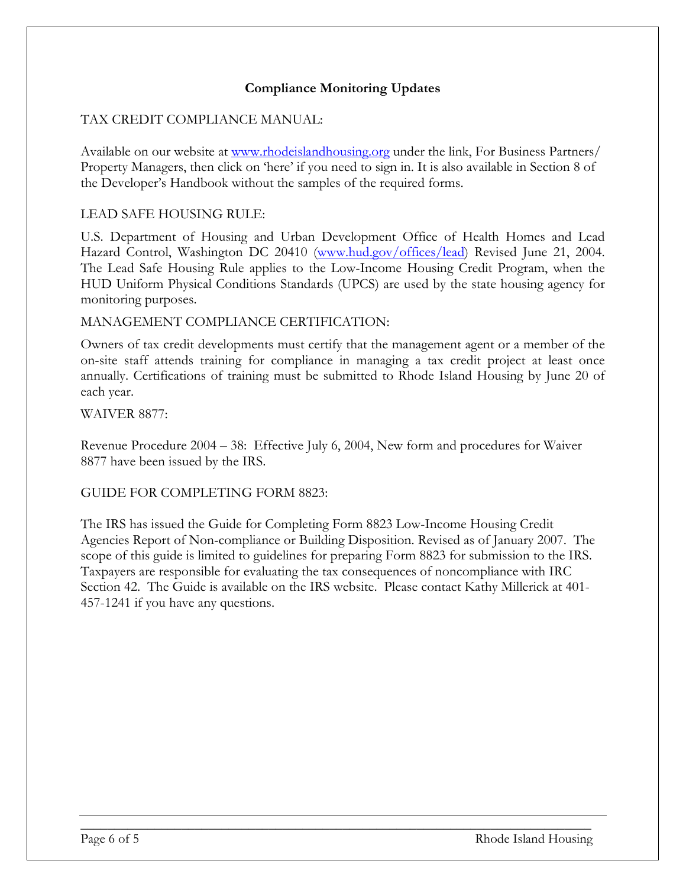## Compliance Monitoring Updates

TAX CREDIT COMPLIANCE MANUAL:

Available on our website at www.rhodeislandhousing.org under the link, For Business Partners/ Property Managers, then click on 'here' if you need to sign in. It is also available in Section 8 of the Developer's Handbook without the samples of the required forms.

LEAD SAFE HOUSING RULE:

U.S. Department of Housing and Urban Development Office of Health Homes and Lead Hazard Control, Washington DC 20410 (www.hud.gov/offices/lead) Revised June 21, 2004. The Lead Safe Housing Rule applies to the Low-Income Housing Credit Program, when the HUD Uniform Physical Conditions Standards (UPCS) are used by the state housing agency for monitoring purposes.

MANAGEMENT COMPLIANCE CERTIFICATION:

Owners of tax credit developments must certify that the management agent or a member of the on-site staff attends training for compliance in managing a tax credit project at least once annually. Certifications of training must be submitted to Rhode Island Housing by June 20 of each year.

WAIVER 8877:

Revenue Procedure 2004 – 38: Effective July 6, 2004, New form and procedures for Waiver 8877 have been issued by the IRS.

GUIDE FOR COMPLETING FORM 8823:

The IRS has issued the Guide for Completing Form 8823 Low-Income Housing Credit Agencies Report of Non-compliance or Building Disposition. Revised as of January 2007. The scope of this guide is limited to guidelines for preparing Form 8823 for submission to the IRS. Taxpayers are responsible for evaluating the tax consequences of noncompliance with IRC Section 42. The Guide is available on the IRS website. Please contact Kathy Millerick at 401-457-1241 if you have any questions.